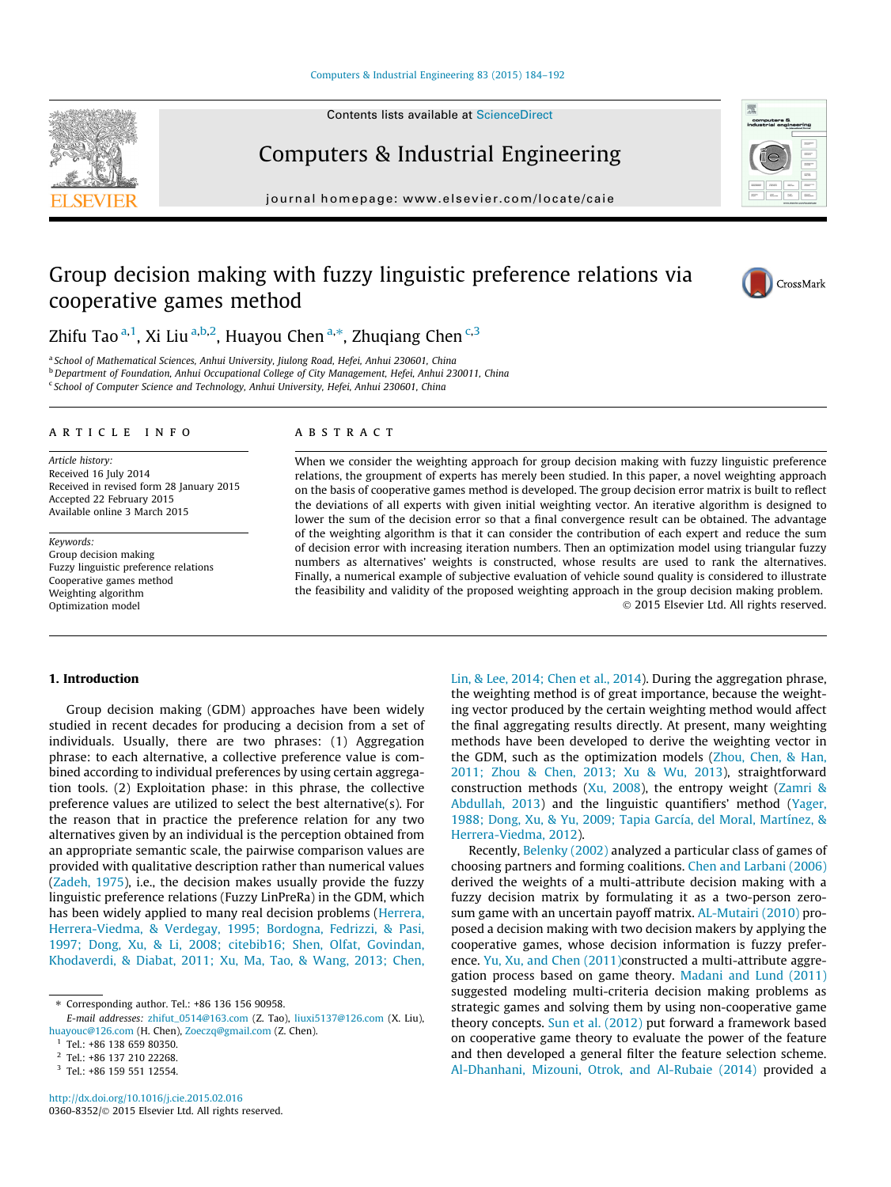Contents lists available at ScienceDirect

# Computers & Industrial Engineering

journal homepage: www.elsevier.com/locate/caie

# Group decision making with fuzzy linguistic preference relations via cooperative games method

Zhifu Tao [a,1], Xi Liu [a,b,2], Huayou Chen [a,*], Zhuqiang Chen [c,3]

[a] School of Mathematical Sciences, Anhui University, Jiulong Road, Hefei, Anhui 230601, China
[b] Department of Foundation, Anhui Occupational College of City Management, Hefei, Anhui 230011, China
[c] School of Computer Science and Technology, Anhui University, Hefei, Anhui 230601, China

## ARTICLE INFO

*Article history:*
Received 16 July 2014
Received in revised form 28 January 2015
Accepted 22 February 2015
Available online 3 March 2015

*Keywords:*
Group decision making
Fuzzy linguistic preference relations
Cooperative games method
Weighting algorithm
Optimization model

## ABSTRACT

When we consider the weighting approach for group decision making with fuzzy linguistic preference relations, the groupment of experts has merely been studied. In this paper, a novel weighting approach on the basis of cooperative games method is developed. The group decision error matrix is built to reflect the deviations of all experts with given initial weighting vector. An iterative algorithm is designed to lower the sum of the decision error so that a final convergence result can be obtained. The advantage of the weighting algorithm is that it can consider the contribution of each expert and reduce the sum of decision error with increasing iteration numbers. Then an optimization model using triangular fuzzy numbers as alternatives' weights is constructed, whose results are used to rank the alternatives. Finally, a numerical example of subjective evaluation of vehicle sound quality is considered to illustrate the feasibility and validity of the proposed weighting approach in the group decision making problem.

© 2015 Elsevier Ltd. All rights reserved.

## 1. Introduction

Group decision making (GDM) approaches have been widely studied in recent decades for producing a decision from a set of individuals. Usually, there are two phrases: (1) Aggregation phrase: to each alternative, a collective preference value is combined according to individual preferences by using certain aggregation tools. (2) Exploitation phase: in this phrase, the collective preference values are utilized to select the best alternative(s). For the reason that in practice the preference relation for any two alternatives given by an individual is the perception obtained from an appropriate semantic scale, the pairwise comparison values are provided with qualitative description rather than numerical values (Zadeh, 1975), i.e., the decision makes usually provide the fuzzy linguistic preference relations (Fuzzy LinPreRa) in the GDM, which has been widely applied to many real decision problems (Herrera, Herrera-Viedma, & Verdegay, 1995; Bordogna, Fedrizzi, & Pasi, 1997; Dong, Xu, & Li, 2008; citebib16; Shen, Olfat, Govindan, Khodaverdi, & Diabat, 2011; Xu, Ma, Tao, & Wang, 2013; Chen, Lin, & Lee, 2014; Chen et al., 2014). During the aggregation phrase, the weighting method is of great importance, because the weighting vector produced by the certain weighting method would affect the final aggregating results directly. At present, many weighting methods have been developed to derive the weighting vector in the GDM, such as the optimization models (Zhou, Chen, & Han, 2011; Zhou & Chen, 2013; Xu & Wu, 2013), straightforward construction methods (Xu, 2008), the entropy weight (Zamri & Abdullah, 2013) and the linguistic quantifiers' method (Yager, 1988; Dong, Xu, & Yu, 2009; Tapia García, del Moral, Martínez, & Herrera-Viedma, 2012).

Recently, Belenky (2002) analyzed a particular class of games of choosing partners and forming coalitions. Chen and Larbani (2006) derived the weights of a multi-attribute decision making with a fuzzy decision matrix by formulating it as a two-person zero-sum game with an uncertain payoff matrix. AL-Mutairi (2010) proposed a decision making with two decision makers by applying the cooperative games, whose decision information is fuzzy preference. Yu, Xu, and Chen (2011)constructed a multi-attribute aggregation process based on game theory. Madani and Lund (2011) suggested modeling multi-criteria decision making problems as strategic games and solving them by using non-cooperative game theory concepts. Sun et al. (2012) put forward a framework based on cooperative game theory to evaluate the power of the feature and then developed a general filter the feature selection scheme. Al-Dhanhani, Mizouni, Otrok, and Al-Rubaie (2014) provided a

---

\* Corresponding author. Tel.: +86 136 156 90958.
E-mail addresses: zhifut_0514@163.com (Z. Tao), liuxi5137@126.com (X. Liu), huayouc@126.com (H. Chen), Zoeczq@gmail.com (Z. Chen).
[1] Tel.: +86 138 659 80350.
[2] Tel.: +86 137 210 22268.
[3] Tel.: +86 159 551 12554.

http://dx.doi.org/10.1016/j.cie.2015.02.016
0360-8352/© 2015 Elsevier Ltd. All rights reserved.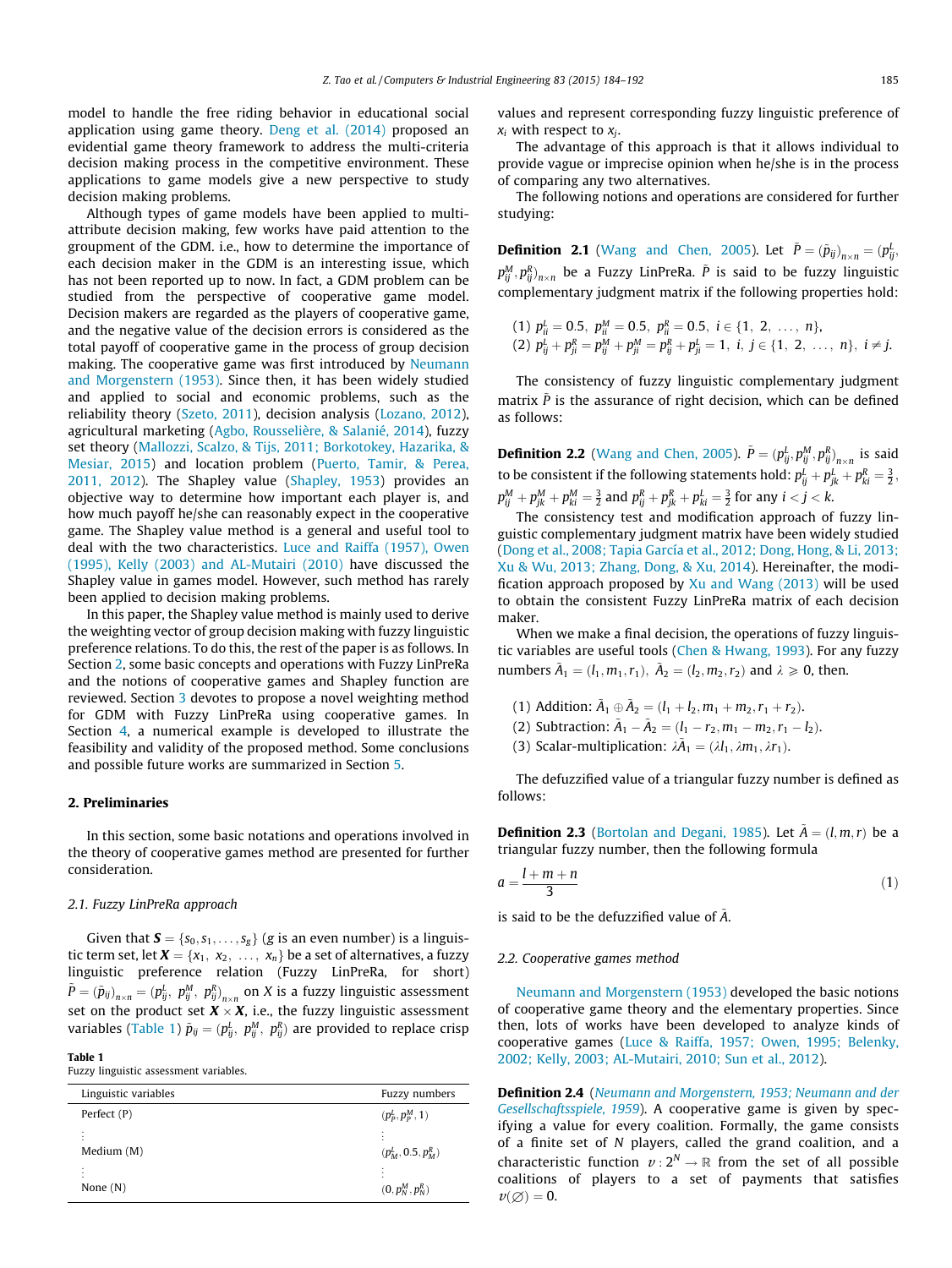model to handle the free riding behavior in educational social application using game theory. Deng et al. (2014) proposed an evidential game theory framework to address the multi-criteria decision making process in the competitive environment. These applications to game models give a new perspective to study decision making problems.

Although types of game models have been applied to multi-attribute decision making, few works have paid attention to the groupment of the GDM. i.e., how to determine the importance of each decision maker in the GDM is an interesting issue, which has not been reported up to now. In fact, a GDM problem can be studied from the perspective of cooperative game model. Decision makers are regarded as the players of cooperative game, and the negative value of the decision errors is considered as the total payoff of cooperative game in the process of group decision making. The cooperative game was first introduced by Neumann and Morgenstern (1953). Since then, it has been widely studied and applied to social and economic problems, such as the reliability theory (Szeto, 2011), decision analysis (Lozano, 2012), agricultural marketing (Agbo, Rousselière, & Salanié, 2014), fuzzy set theory (Mallozzi, Scalzo, & Tijs, 2011; Borkotokey, Hazarika, & Mesiar, 2015) and location problem (Puerto, Tamir, & Perea, 2011, 2012). The Shapley value (Shapley, 1953) provides an objective way to determine how important each player is, and how much payoff he/she can reasonably expect in the cooperative game. The Shapley value method is a general and useful tool to deal with the two characteristics. Luce and Raiffa (1957), Owen (1995), Kelly (2003) and AL-Mutairi (2010) have discussed the Shapley value in games model. However, such method has rarely been applied to decision making problems.

In this paper, the Shapley value method is mainly used to derive the weighting vector of group decision making with fuzzy linguistic preference relations. To do this, the rest of the paper is as follows. In Section 2, some basic concepts and operations with Fuzzy LinPreRa and the notions of cooperative games and Shapley function are reviewed. Section 3 devotes to propose a novel weighting method for GDM with Fuzzy LinPreRa using cooperative games. In Section 4, a numerical example is developed to illustrate the feasibility and validity of the proposed method. Some conclusions and possible future works are summarized in Section 5.

## 2. Preliminaries

In this section, some basic notations and operations involved in the theory of cooperative games method are presented for further consideration.

### 2.1. Fuzzy LinPreRa approach

Given that $\boldsymbol{S} = \{s_0, s_1, \ldots, s_g\}$ ($g$ is an even number) is a linguistic term set, let $\boldsymbol{X} = \{x_1, x_2, \ldots, x_n\}$ be a set of alternatives, a fuzzy linguistic preference relation (Fuzzy LinPreRa, for short) $\tilde{P} = (\tilde{p}_{ij})_{n\times n} = (p_{ij}^L, p_{ij}^M, p_{ij}^R)_{n\times n}$ on $X$ is a fuzzy linguistic assessment set on the product set $\boldsymbol{X}\times\boldsymbol{X}$, i.e., the fuzzy linguistic assessment variables (Table 1) $\tilde{p}_{ij} = (p_{ij}^L, p_{ij}^M, p_{ij}^R)$ are provided to replace crisp values and represent corresponding fuzzy linguistic preference of $x_i$ with respect to $x_j$.

**Table 1**
Fuzzy linguistic assessment variables.

| Linguistic variables | Fuzzy numbers |
|---|---|
| Perfect (P) | $(p_P^L, p_P^M, 1)$ |
| ⋮ | ⋮ |
| Medium (M) | $(p_M^L, 0.5, p_M^R)$ |
| ⋮ | ⋮ |
| None (N) | $(0, p_N^M, p_N^R)$ |

The advantage of this approach is that it allows individual to provide vague or imprecise opinion when he/she is in the process of comparing any two alternatives.

The following notions and operations are considered for further studying:

**Definition 2.1** (Wang and Chen, 2005). Let $\tilde{P} = (\tilde{p}_{ij})_{n\times n} = (p_{ij}^L, p_{ij}^M, p_{ij}^R)_{n\times n}$ be a Fuzzy LinPreRa. $\tilde{P}$ is said to be fuzzy linguistic complementary judgment matrix if the following properties hold:

(1) $p_{ii}^L = 0.5,\ p_{ii}^M = 0.5,\ p_{ii}^R = 0.5,\ i \in \{1, 2, \ldots, n\}$,
(2) $p_{ij}^L + p_{ji}^R = p_{ij}^M + p_{ji}^M = p_{ij}^R + p_{ji}^L = 1,\ i, j \in \{1, 2, \ldots, n\},\ i \neq j$.

The consistency of fuzzy linguistic complementary judgment matrix $\tilde{P}$ is the assurance of right decision, which can be defined as follows:

**Definition 2.2** (Wang and Chen, 2005). $\tilde{P} = (p_{ij}^L, p_{ij}^M, p_{ij}^R)_{n\times n}$ is said to be consistent if the following statements hold: $p_{ij}^L + p_{jk}^L + p_{ki}^R = \frac{3}{2}$, $p_{ij}^M + p_{jk}^M + p_{ki}^M = \frac{3}{2}$ and $p_{ij}^R + p_{jk}^R + p_{ki}^L = \frac{3}{2}$ for any $i < j < k$.

The consistency test and modification approach of fuzzy linguistic complementary judgment matrix have been widely studied (Dong et al., 2008; Tapia García et al., 2012; Dong, Hong, & Li, 2013; Xu & Wu, 2013; Zhang, Dong, & Xu, 2014). Hereinafter, the modification approach proposed by Xu and Wang (2013) will be used to obtain the consistent Fuzzy LinPreRa matrix of each decision maker.

When we make a final decision, the operations of fuzzy linguistic variables are useful tools (Chen & Hwang, 1993). For any fuzzy numbers $\tilde{A}_1 = (l_1, m_1, r_1),\ \tilde{A}_2 = (l_2, m_2, r_2)$ and $\lambda \geqslant 0$, then.

(1) Addition: $\tilde{A}_1 \oplus \tilde{A}_2 = (l_1 + l_2, m_1 + m_2, r_1 + r_2)$.
(2) Subtraction: $\tilde{A}_1 - \tilde{A}_2 = (l_1 - r_2, m_1 - m_2, r_1 - l_2)$.
(3) Scalar-multiplication: $\lambda\tilde{A}_1 = (\lambda l_1, \lambda m_1, \lambda r_1)$.

The defuzzified value of a triangular fuzzy number is defined as follows:

**Definition 2.3** (Bortolan and Degani, 1985). Let $\tilde{A} = (l, m, r)$ be a triangular fuzzy number, then the following formula

$$a = \frac{l + m + n}{3} \tag{1}$$

is said to be the defuzzified value of $\tilde{A}$.

### 2.2. Cooperative games method

Neumann and Morgenstern (1953) developed the basic notions of cooperative game theory and the elementary properties. Since then, lots of works have been developed to analyze kinds of cooperative games (Luce & Raiffa, 1957; Owen, 1995; Belenky, 2002; Kelly, 2003; AL-Mutairi, 2010; Sun et al., 2012).

**Definition 2.4** (*Neumann and Morgenstern, 1953; Neumann and der Gesellschaftsspiele, 1959*). A cooperative game is given by specifying a value for every coalition. Formally, the game consists of a finite set of $N$ players, called the grand coalition, and a characteristic function $v: 2^N \to \mathbb{R}$ from the set of all possible coalitions of players to a set of payments that satisfies $v(\varnothing) = 0$.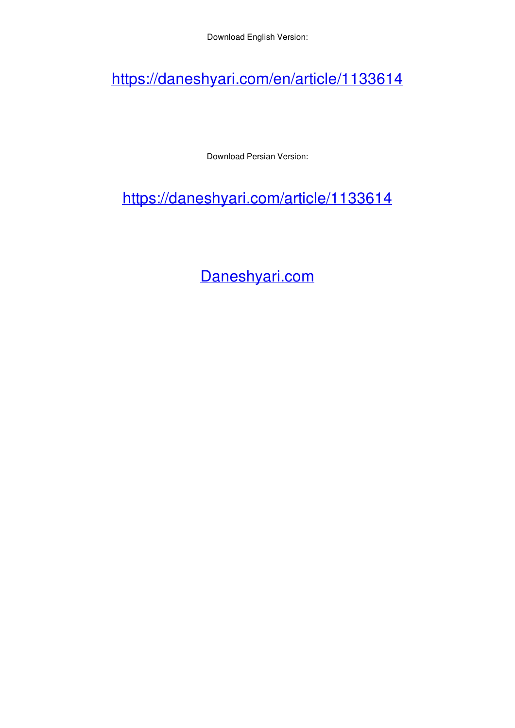Download English Version:

https://daneshyari.com/en/article/1133614

Download Persian Version:

https://daneshyari.com/article/1133614

Daneshyari.com